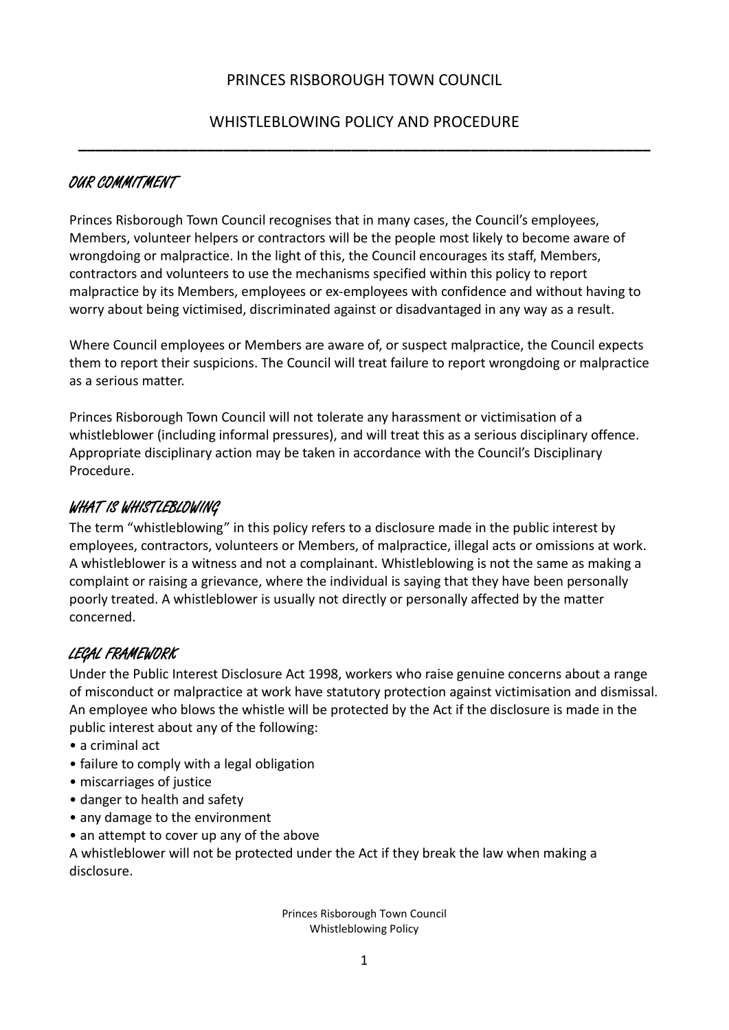# PRINCES RISBOROUGH TOWN COUNCIL

## WHISTLEBLOWING POLICY AND PROCEDURE

---

### OUR COMMITMENT

Princes Risborough Town Council recognises that in many cases, the Council's employees, Members, volunteer helpers or contractors will be the people most likely to become aware of wrongdoing or malpractice. In the light of this, the Council encourages its staff, Members, contractors and volunteers to use the mechanisms specified within this policy to report malpractice by its Members, employees or ex-employees with confidence and without having to worry about being victimised, discriminated against or disadvantaged in any way as a result.

Where Council employees or Members are aware of, or suspect malpractice, the Council expects them to report their suspicions. The Council will treat failure to report wrongdoing or malpractice as a serious matter.

Princes Risborough Town Council will not tolerate any harassment or victimisation of a whistleblower (including informal pressures), and will treat this as a serious disciplinary offence. Appropriate disciplinary action may be taken in accordance with the Council's Disciplinary Procedure.

### WHAT IS WHISTLEBLOWING

The term "whistleblowing" in this policy refers to a disclosure made in the public interest by employees, contractors, volunteers or Members, of malpractice, illegal acts or omissions at work. A whistleblower is a witness and not a complainant. Whistleblowing is not the same as making a complaint or raising a grievance, where the individual is saying that they have been personally poorly treated. A whistleblower is usually not directly or personally affected by the matter concerned.

### LEGAL FRAMEWORK

Under the Public Interest Disclosure Act 1998, workers who raise genuine concerns about a range of misconduct or malpractice at work have statutory protection against victimisation and dismissal. An employee who blows the whistle will be protected by the Act if the disclosure is made in the public interest about any of the following:

- a criminal act
- failure to comply with a legal obligation
- miscarriages of justice
- danger to health and safety
- any damage to the environment
- an attempt to cover up any of the above

A whistleblower will not be protected under the Act if they break the law when making a disclosure.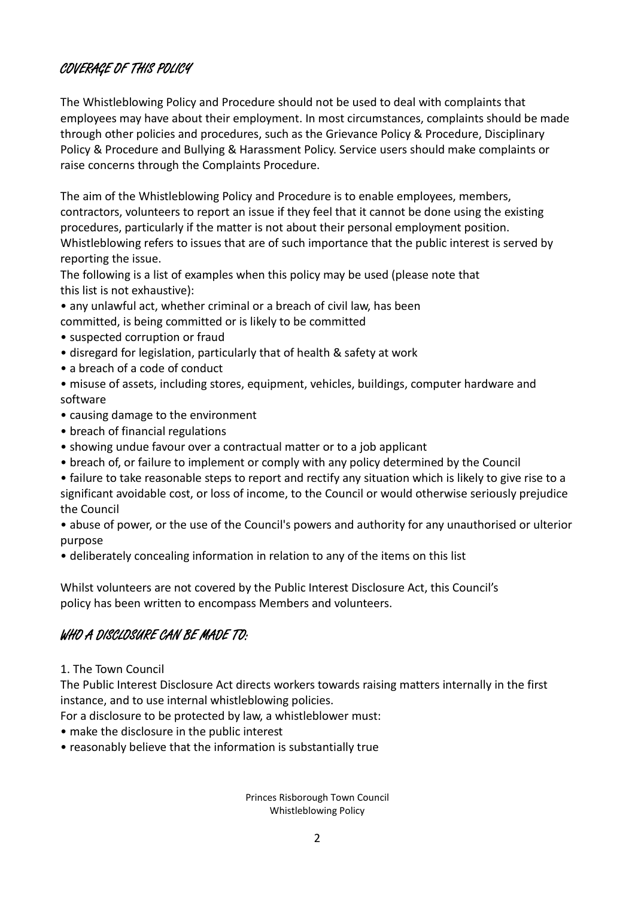## COVERAGE OF THIS POLICY

The Whistleblowing Policy and Procedure should not be used to deal with complaints that employees may have about their employment. In most circumstances, complaints should be made through other policies and procedures, such as the Grievance Policy & Procedure, Disciplinary Policy & Procedure and Bullying & Harassment Policy. Service users should make complaints or raise concerns through the Complaints Procedure.

The aim of the Whistleblowing Policy and Procedure is to enable employees, members, contractors, volunteers to report an issue if they feel that it cannot be done using the existing procedures, particularly if the matter is not about their personal employment position. Whistleblowing refers to issues that are of such importance that the public interest is served by reporting the issue.

The following is a list of examples when this policy may be used (please note that this list is not exhaustive):

- any unlawful act, whether criminal or a breach of civil law, has been committed, is being committed or is likely to be committed
- suspected corruption or fraud
- disregard for legislation, particularly that of health & safety at work
- a breach of a code of conduct
- misuse of assets, including stores, equipment, vehicles, buildings, computer hardware and software
- causing damage to the environment
- breach of financial regulations
- showing undue favour over a contractual matter or to a job applicant
- breach of, or failure to implement or comply with any policy determined by the Council
- failure to take reasonable steps to report and rectify any situation which is likely to give rise to a significant avoidable cost, or loss of income, to the Council or would otherwise seriously prejudice the Council
- abuse of power, or the use of the Council's powers and authority for any unauthorised or ulterior purpose
- deliberately concealing information in relation to any of the items on this list

Whilst volunteers are not covered by the Public Interest Disclosure Act, this Council's policy has been written to encompass Members and volunteers.

## WHO A DISCLOSURE CAN BE MADE TO:

1. The Town Council

The Public Interest Disclosure Act directs workers towards raising matters internally in the first instance, and to use internal whistleblowing policies.

For a disclosure to be protected by law, a whistleblower must:

- make the disclosure in the public interest
- reasonably believe that the information is substantially true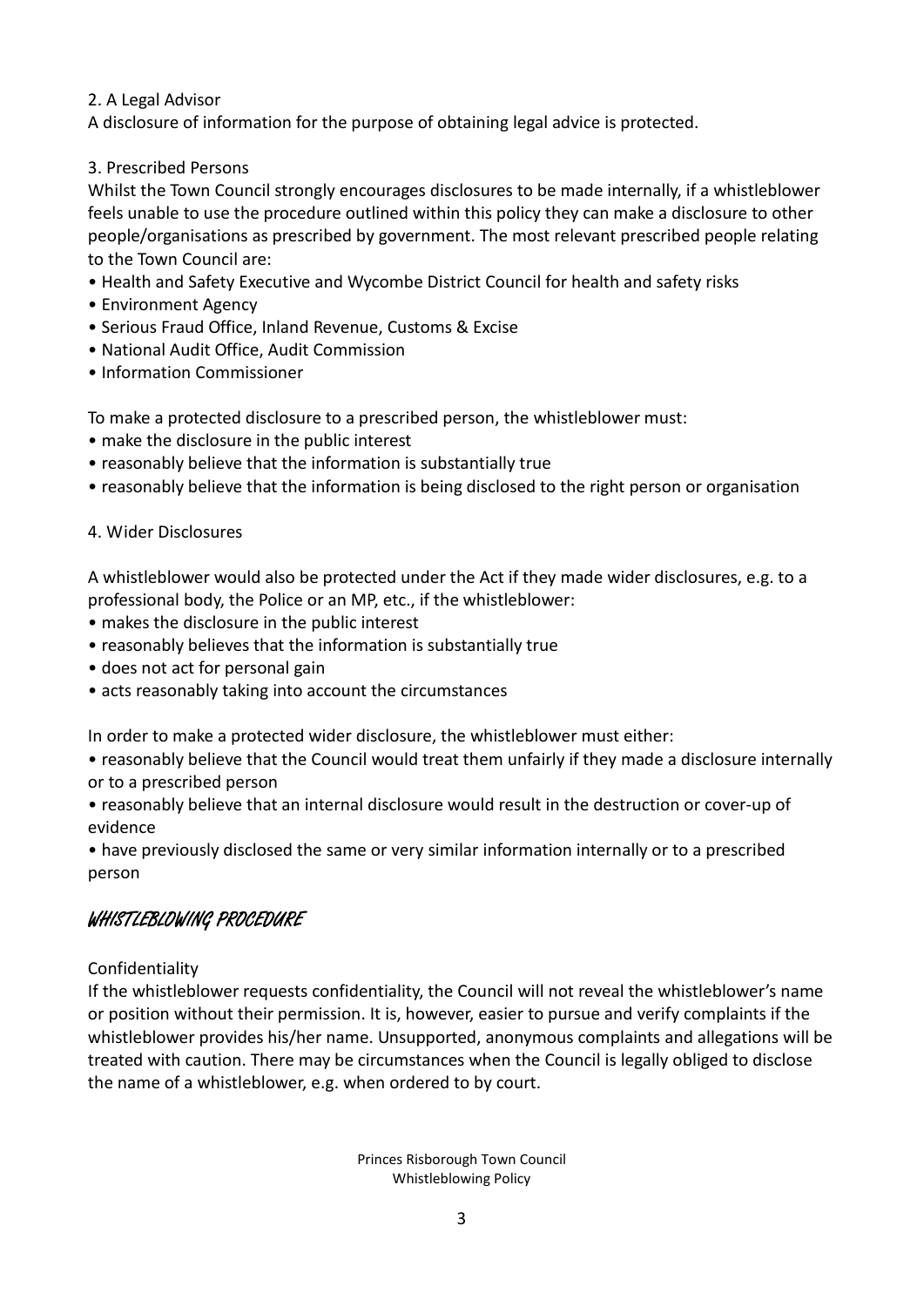2. A Legal Advisor

A disclosure of information for the purpose of obtaining legal advice is protected.

3. Prescribed Persons

Whilst the Town Council strongly encourages disclosures to be made internally, if a whistleblower feels unable to use the procedure outlined within this policy they can make a disclosure to other people/organisations as prescribed by government. The most relevant prescribed people relating to the Town Council are:

- Health and Safety Executive and Wycombe District Council for health and safety risks
- Environment Agency
- Serious Fraud Office, Inland Revenue, Customs & Excise
- National Audit Office, Audit Commission
- Information Commissioner

To make a protected disclosure to a prescribed person, the whistleblower must:

- make the disclosure in the public interest
- reasonably believe that the information is substantially true
- reasonably believe that the information is being disclosed to the right person or organisation

4. Wider Disclosures

A whistleblower would also be protected under the Act if they made wider disclosures, e.g. to a professional body, the Police or an MP, etc., if the whistleblower:

- makes the disclosure in the public interest
- reasonably believes that the information is substantially true
- does not act for personal gain
- acts reasonably taking into account the circumstances

In order to make a protected wider disclosure, the whistleblower must either:

- reasonably believe that the Council would treat them unfairly if they made a disclosure internally or to a prescribed person
- reasonably believe that an internal disclosure would result in the destruction or cover-up of evidence
- have previously disclosed the same or very similar information internally or to a prescribed person

## WHISTLEBLOWING PROCEDURE

Confidentiality

If the whistleblower requests confidentiality, the Council will not reveal the whistleblower's name or position without their permission. It is, however, easier to pursue and verify complaints if the whistleblower provides his/her name. Unsupported, anonymous complaints and allegations will be treated with caution. There may be circumstances when the Council is legally obliged to disclose the name of a whistleblower, e.g. when ordered to by court.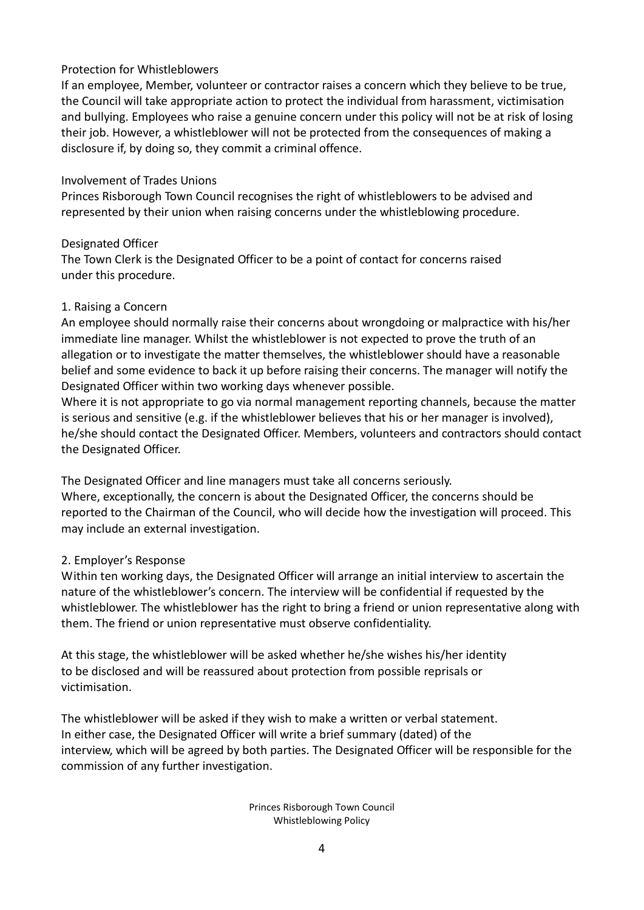## Protection for Whistleblowers

If an employee, Member, volunteer or contractor raises a concern which they believe to be true, the Council will take appropriate action to protect the individual from harassment, victimisation and bullying. Employees who raise a genuine concern under this policy will not be at risk of losing their job. However, a whistleblower will not be protected from the consequences of making a disclosure if, by doing so, they commit a criminal offence.

## Involvement of Trades Unions

Princes Risborough Town Council recognises the right of whistleblowers to be advised and represented by their union when raising concerns under the whistleblowing procedure.

## Designated Officer

The Town Clerk is the Designated Officer to be a point of contact for concerns raised under this procedure.

## 1. Raising a Concern

An employee should normally raise their concerns about wrongdoing or malpractice with his/her immediate line manager. Whilst the whistleblower is not expected to prove the truth of an allegation or to investigate the matter themselves, the whistleblower should have a reasonable belief and some evidence to back it up before raising their concerns. The manager will notify the Designated Officer within two working days whenever possible.

Where it is not appropriate to go via normal management reporting channels, because the matter is serious and sensitive (e.g. if the whistleblower believes that his or her manager is involved), he/she should contact the Designated Officer. Members, volunteers and contractors should contact the Designated Officer.

The Designated Officer and line managers must take all concerns seriously.

Where, exceptionally, the concern is about the Designated Officer, the concerns should be reported to the Chairman of the Council, who will decide how the investigation will proceed. This may include an external investigation.

## 2. Employer's Response

Within ten working days, the Designated Officer will arrange an initial interview to ascertain the nature of the whistleblower's concern. The interview will be confidential if requested by the whistleblower. The whistleblower has the right to bring a friend or union representative along with them. The friend or union representative must observe confidentiality.

At this stage, the whistleblower will be asked whether he/she wishes his/her identity to be disclosed and will be reassured about protection from possible reprisals or victimisation.

The whistleblower will be asked if they wish to make a written or verbal statement. In either case, the Designated Officer will write a brief summary (dated) of the interview, which will be agreed by both parties. The Designated Officer will be responsible for the commission of any further investigation.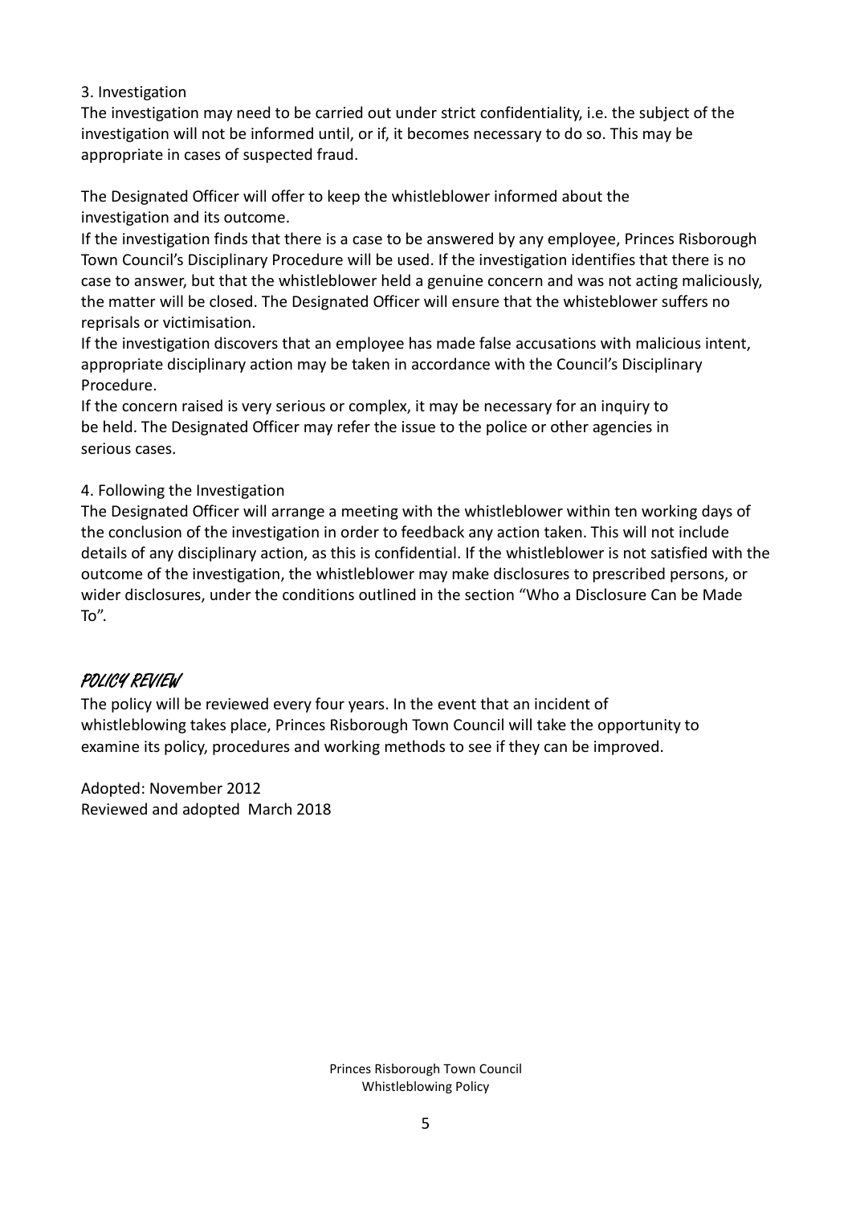3. Investigation

The investigation may need to be carried out under strict confidentiality, i.e. the subject of the investigation will not be informed until, or if, it becomes necessary to do so. This may be appropriate in cases of suspected fraud.

The Designated Officer will offer to keep the whistleblower informed about the investigation and its outcome.

If the investigation finds that there is a case to be answered by any employee, Princes Risborough Town Council's Disciplinary Procedure will be used. If the investigation identifies that there is no case to answer, but that the whistleblower held a genuine concern and was not acting maliciously, the matter will be closed. The Designated Officer will ensure that the whisteblower suffers no reprisals or victimisation.

If the investigation discovers that an employee has made false accusations with malicious intent, appropriate disciplinary action may be taken in accordance with the Council's Disciplinary Procedure.

If the concern raised is very serious or complex, it may be necessary for an inquiry to be held. The Designated Officer may refer the issue to the police or other agencies in serious cases.

4. Following the Investigation

The Designated Officer will arrange a meeting with the whistleblower within ten working days of the conclusion of the investigation in order to feedback any action taken. This will not include details of any disciplinary action, as this is confidential. If the whistleblower is not satisfied with the outcome of the investigation, the whistleblower may make disclosures to prescribed persons, or wider disclosures, under the conditions outlined in the section "Who a Disclosure Can be Made To".

## POLICY REVIEW

The policy will be reviewed every four years. In the event that an incident of whistleblowing takes place, Princes Risborough Town Council will take the opportunity to examine its policy, procedures and working methods to see if they can be improved.

Adopted: November 2012
Reviewed and adopted March 2018